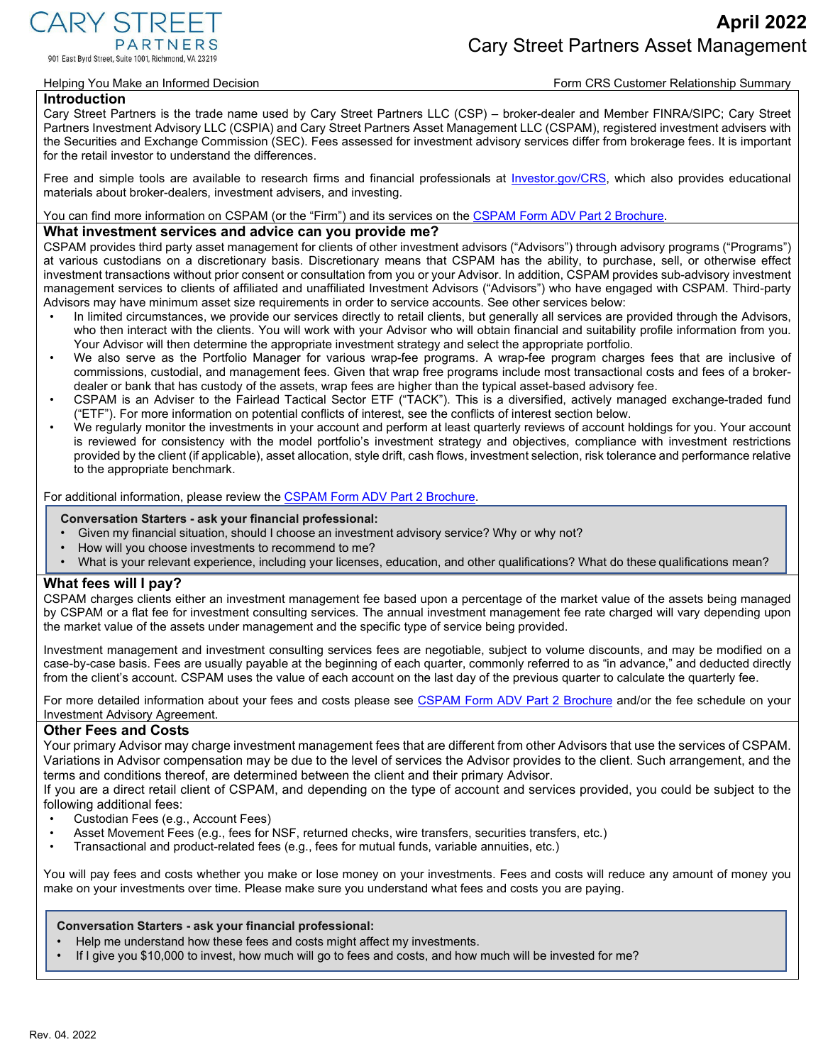**CARY STREET PARTNERS**
901 East Byrd Street, Suite 1001, Richmond, VA 23219

**April 2022**
Cary Street Partners Asset Management

Helping You Make an Informed Decision — Form CRS Customer Relationship Summary

## Introduction

Cary Street Partners is the trade name used by Cary Street Partners LLC (CSP) – broker-dealer and Member FINRA/SIPC; Cary Street Partners Investment Advisory LLC (CSPIA) and Cary Street Partners Asset Management LLC (CSPAM), registered investment advisers with the Securities and Exchange Commission (SEC). Fees assessed for investment advisory services differ from brokerage fees. It is important for the retail investor to understand the differences.

Free and simple tools are available to research firms and financial professionals at Investor.gov/CRS, which also provides educational materials about broker-dealers, investment advisers, and investing.

You can find more information on CSPAM (or the "Firm") and its services on the CSPAM Form ADV Part 2 Brochure.

## What investment services and advice can you provide me?

CSPAM provides third party asset management for clients of other investment advisors ("Advisors") through advisory programs ("Programs") at various custodians on a discretionary basis. Discretionary means that CSPAM has the ability, to purchase, sell, or otherwise effect investment transactions without prior consent or consultation from you or your Advisor. In addition, CSPAM provides sub-advisory investment management services to clients of affiliated and unaffiliated Investment Advisors ("Advisors") who have engaged with CSPAM. Third-party Advisors may have minimum asset size requirements in order to service accounts. See other services below:

- In limited circumstances, we provide our services directly to retail clients, but generally all services are provided through the Advisors, who then interact with the clients. You will work with your Advisor who will obtain financial and suitability profile information from you. Your Advisor will then determine the appropriate investment strategy and select the appropriate portfolio.
- We also serve as the Portfolio Manager for various wrap-fee programs. A wrap-fee program charges fees that are inclusive of commissions, custodial, and management fees. Given that wrap free programs include most transactional costs and fees of a broker-dealer or bank that has custody of the assets, wrap fees are higher than the typical asset-based advisory fee.
- CSPAM is an Adviser to the Fairlead Tactical Sector ETF ("TACK"). This is a diversified, actively managed exchange-traded fund ("ETF"). For more information on potential conflicts of interest, see the conflicts of interest section below.
- We regularly monitor the investments in your account and perform at least quarterly reviews of account holdings for you. Your account is reviewed for consistency with the model portfolio's investment strategy and objectives, compliance with investment restrictions provided by the client (if applicable), asset allocation, style drift, cash flows, investment selection, risk tolerance and performance relative to the appropriate benchmark.

For additional information, please review the CSPAM Form ADV Part 2 Brochure.

> **Conversation Starters - ask your financial professional:**
> - Given my financial situation, should I choose an investment advisory service? Why or why not?
> - How will you choose investments to recommend to me?
> - What is your relevant experience, including your licenses, education, and other qualifications? What do these qualifications mean?

## What fees will I pay?

CSPAM charges clients either an investment management fee based upon a percentage of the market value of the assets being managed by CSPAM or a flat fee for investment consulting services. The annual investment management fee rate charged will vary depending upon the market value of the assets under management and the specific type of service being provided.

Investment management and investment consulting services fees are negotiable, subject to volume discounts, and may be modified on a case-by-case basis. Fees are usually payable at the beginning of each quarter, commonly referred to as "in advance," and deducted directly from the client's account. CSPAM uses the value of each account on the last day of the previous quarter to calculate the quarterly fee.

For more detailed information about your fees and costs please see CSPAM Form ADV Part 2 Brochure and/or the fee schedule on your Investment Advisory Agreement.

## Other Fees and Costs

Your primary Advisor may charge investment management fees that are different from other Advisors that use the services of CSPAM. Variations in Advisor compensation may be due to the level of services the Advisor provides to the client. Such arrangement, and the terms and conditions thereof, are determined between the client and their primary Advisor.

If you are a direct retail client of CSPAM, and depending on the type of account and services provided, you could be subject to the following additional fees:

- Custodian Fees (e.g., Account Fees)
- Asset Movement Fees (e.g., fees for NSF, returned checks, wire transfers, securities transfers, etc.)
- Transactional and product-related fees (e.g., fees for mutual funds, variable annuities, etc.)

You will pay fees and costs whether you make or lose money on your investments. Fees and costs will reduce any amount of money you make on your investments over time. Please make sure you understand what fees and costs you are paying.

> **Conversation Starters - ask your financial professional:**
> - Help me understand how these fees and costs might affect my investments.
> - If I give you $10,000 to invest, how much will go to fees and costs, and how much will be invested for me?

Rev. 04. 2022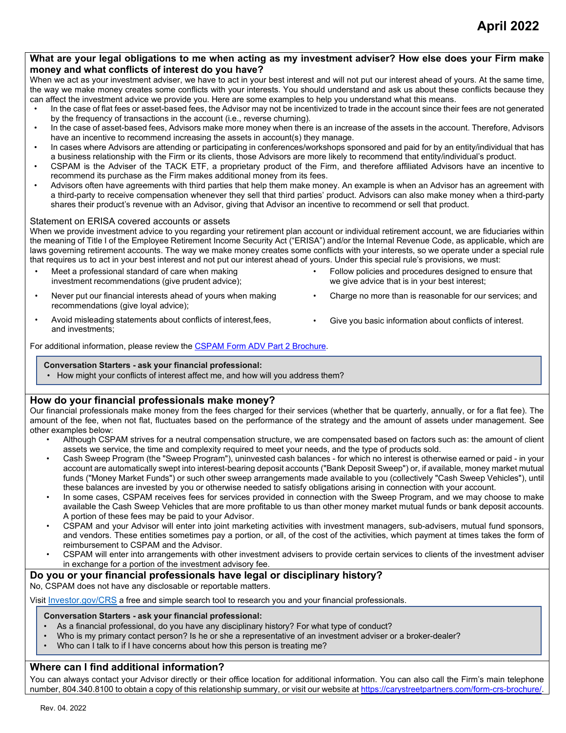April 2022

## What are your legal obligations to me when acting as my investment adviser? How else does your Firm make money and what conflicts of interest do you have?

When we act as your investment adviser, we have to act in your best interest and will not put our interest ahead of yours. At the same time, the way we make money creates some conflicts with your interests. You should understand and ask us about these conflicts because they can affect the investment advice we provide you. Here are some examples to help you understand what this means.

- In the case of flat fees or asset-based fees, the Advisor may not be incentivized to trade in the account since their fees are not generated by the frequency of transactions in the account (i.e., reverse churning).
- In the case of asset-based fees, Advisors make more money when there is an increase of the assets in the account. Therefore, Advisors have an incentive to recommend increasing the assets in account(s) they manage.
- In cases where Advisors are attending or participating in conferences/workshops sponsored and paid for by an entity/individual that has a business relationship with the Firm or its clients, those Advisors are more likely to recommend that entity/individual's product.
- CSPAM is the Adviser of the TACK ETF, a proprietary product of the Firm, and therefore affiliated Advisors have an incentive to recommend its purchase as the Firm makes additional money from its fees.
- Advisors often have agreements with third parties that help them make money. An example is when an Advisor has an agreement with a third-party to receive compensation whenever they sell that third parties' product. Advisors can also make money when a third-party shares their product's revenue with an Advisor, giving that Advisor an incentive to recommend or sell that product.

Statement on ERISA covered accounts or assets

When we provide investment advice to you regarding your retirement plan account or individual retirement account, we are fiduciaries within the meaning of Title I of the Employee Retirement Income Security Act ("ERISA") and/or the Internal Revenue Code, as applicable, which are laws governing retirement accounts. The way we make money creates some conflicts with your interests, so we operate under a special rule that requires us to act in your best interest and not put our interest ahead of yours. Under this special rule's provisions, we must:

- Meet a professional standard of care when making investment recommendations (give prudent advice);
- Never put our financial interests ahead of yours when making recommendations (give loyal advice);
- Avoid misleading statements about conflicts of interest,fees, and investments;
- Follow policies and procedures designed to ensure that we give advice that is in your best interest;
- Charge no more than is reasonable for our services; and
- Give you basic information about conflicts of interest.

For additional information, please review the CSPAM Form ADV Part 2 Brochure.

**Conversation Starters - ask your financial professional:**

- How might your conflicts of interest affect me, and how will you address them?

## How do your financial professionals make money?

Our financial professionals make money from the fees charged for their services (whether that be quarterly, annually, or for a flat fee). The amount of the fee, when not flat, fluctuates based on the performance of the strategy and the amount of assets under management. See other examples below:

- Although CSPAM strives for a neutral compensation structure, we are compensated based on factors such as: the amount of client assets we service, the time and complexity required to meet your needs, and the type of products sold.
- Cash Sweep Program (the "Sweep Program"), uninvested cash balances - for which no interest is otherwise earned or paid - in your account are automatically swept into interest-bearing deposit accounts ("Bank Deposit Sweep") or, if available, money market mutual funds ("Money Market Funds") or such other sweep arrangements made available to you (collectively "Cash Sweep Vehicles"), until these balances are invested by you or otherwise needed to satisfy obligations arising in connection with your account.
- In some cases, CSPAM receives fees for services provided in connection with the Sweep Program, and we may choose to make available the Cash Sweep Vehicles that are more profitable to us than other money market mutual funds or bank deposit accounts. A portion of these fees may be paid to your Advisor.
- CSPAM and your Advisor will enter into joint marketing activities with investment managers, sub-advisers, mutual fund sponsors, and vendors. These entities sometimes pay a portion, or all, of the cost of the activities, which payment at times takes the form of reimbursement to CSPAM and the Advisor.
- CSPAM will enter into arrangements with other investment advisers to provide certain services to clients of the investment adviser in exchange for a portion of the investment advisory fee.

## Do you or your financial professionals have legal or disciplinary history?

No, CSPAM does not have any disclosable or reportable matters.

Visit Investor.gov/CRS a free and simple search tool to research you and your financial professionals.

**Conversation Starters - ask your financial professional:**

- As a financial professional, do you have any disciplinary history? For what type of conduct?
- Who is my primary contact person? Is he or she a representative of an investment adviser or a broker-dealer?
- Who can I talk to if I have concerns about how this person is treating me?

## Where can I find additional information?

You can always contact your Advisor directly or their office location for additional information. You can also call the Firm's main telephone number, 804.340.8100 to obtain a copy of this relationship summary, or visit our website at https://carystreetpartners.com/form-crs-brochure/.

Rev. 04. 2022